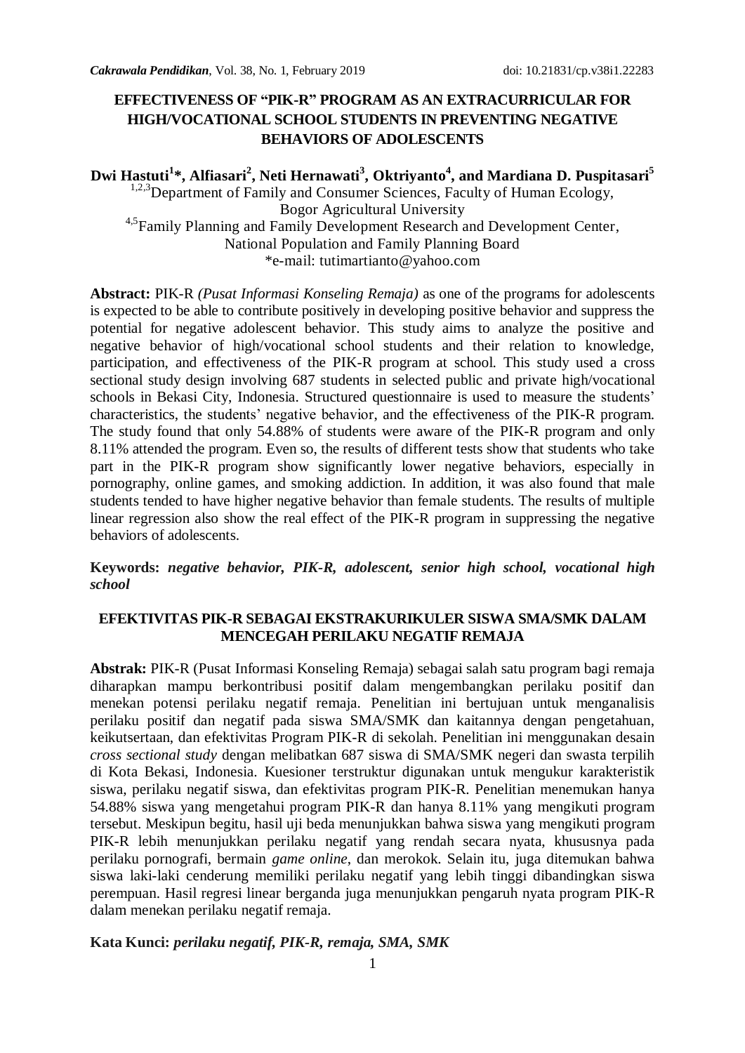# EFFECTIVENESS OF "PIK-R" PROGRAM AS AN EXTRACURRICULAR FOR HIGH/VOCATIONAL SCHOOL STUDENTS IN PREVENTING NEGATIVE BEHAVIORS OF ADOLESCENTS

**Dwi Hastuti[1]\*, Alfiasari[2], Neti Hernawati[3], Oktriyanto[4], and Mardiana D. Puspitasari[5]**

[1,2,3]Department of Family and Consumer Sciences, Faculty of Human Ecology, Bogor Agricultural University

[4,5]Family Planning and Family Development Research and Development Center, National Population and Family Planning Board

*e-mail: tutimartianto@yahoo.com

**Abstract:** PIK-R *(Pusat Informasi Konseling Remaja)* as one of the programs for adolescents is expected to be able to contribute positively in developing positive behavior and suppress the potential for negative adolescent behavior. This study aims to analyze the positive and negative behavior of high/vocational school students and their relation to knowledge, participation, and effectiveness of the PIK-R program at school. This study used a cross sectional study design involving 687 students in selected public and private high/vocational schools in Bekasi City, Indonesia. Structured questionnaire is used to measure the students' characteristics, the students' negative behavior, and the effectiveness of the PIK-R program. The study found that only 54.88% of students were aware of the PIK-R program and only 8.11% attended the program. Even so, the results of different tests show that students who take part in the PIK-R program show significantly lower negative behaviors, especially in pornography, online games, and smoking addiction. In addition, it was also found that male students tended to have higher negative behavior than female students. The results of multiple linear regression also show the real effect of the PIK-R program in suppressing the negative behaviors of adolescents.

**Keywords:** ***negative behavior, PIK-R, adolescent, senior high school, vocational high school***

## EFEKTIVITAS PIK-R SEBAGAI EKSTRAKURIKULER SISWA SMA/SMK DALAM MENCEGAH PERILAKU NEGATIF REMAJA

**Abstrak:** PIK-R (Pusat Informasi Konseling Remaja) sebagai salah satu program bagi remaja diharapkan mampu berkontribusi positif dalam mengembangkan perilaku positif dan menekan potensi perilaku negatif remaja. Penelitian ini bertujuan untuk menganalisis perilaku positif dan negatif pada siswa SMA/SMK dan kaitannya dengan pengetahuan, keikutsertaan, dan efektivitas Program PIK-R di sekolah. Penelitian ini menggunakan desain *cross sectional study* dengan melibatkan 687 siswa di SMA/SMK negeri dan swasta terpilih di Kota Bekasi, Indonesia. Kuesioner terstruktur digunakan untuk mengukur karakteristik siswa, perilaku negatif siswa, dan efektivitas program PIK-R. Penelitian menemukan hanya 54.88% siswa yang mengetahui program PIK-R dan hanya 8.11% yang mengikuti program tersebut. Meskipun begitu, hasil uji beda menunjukkan bahwa siswa yang mengikuti program PIK-R lebih menunjukkan perilaku negatif yang rendah secara nyata, khususnya pada perilaku pornografi, bermain *game online*, dan merokok. Selain itu, juga ditemukan bahwa siswa laki-laki cenderung memiliki perilaku negatif yang lebih tinggi dibandingkan siswa perempuan. Hasil regresi linear berganda juga menunjukkan pengaruh nyata program PIK-R dalam menekan perilaku negatif remaja.

**Kata Kunci:** ***perilaku negatif, PIK-R, remaja, SMA, SMK***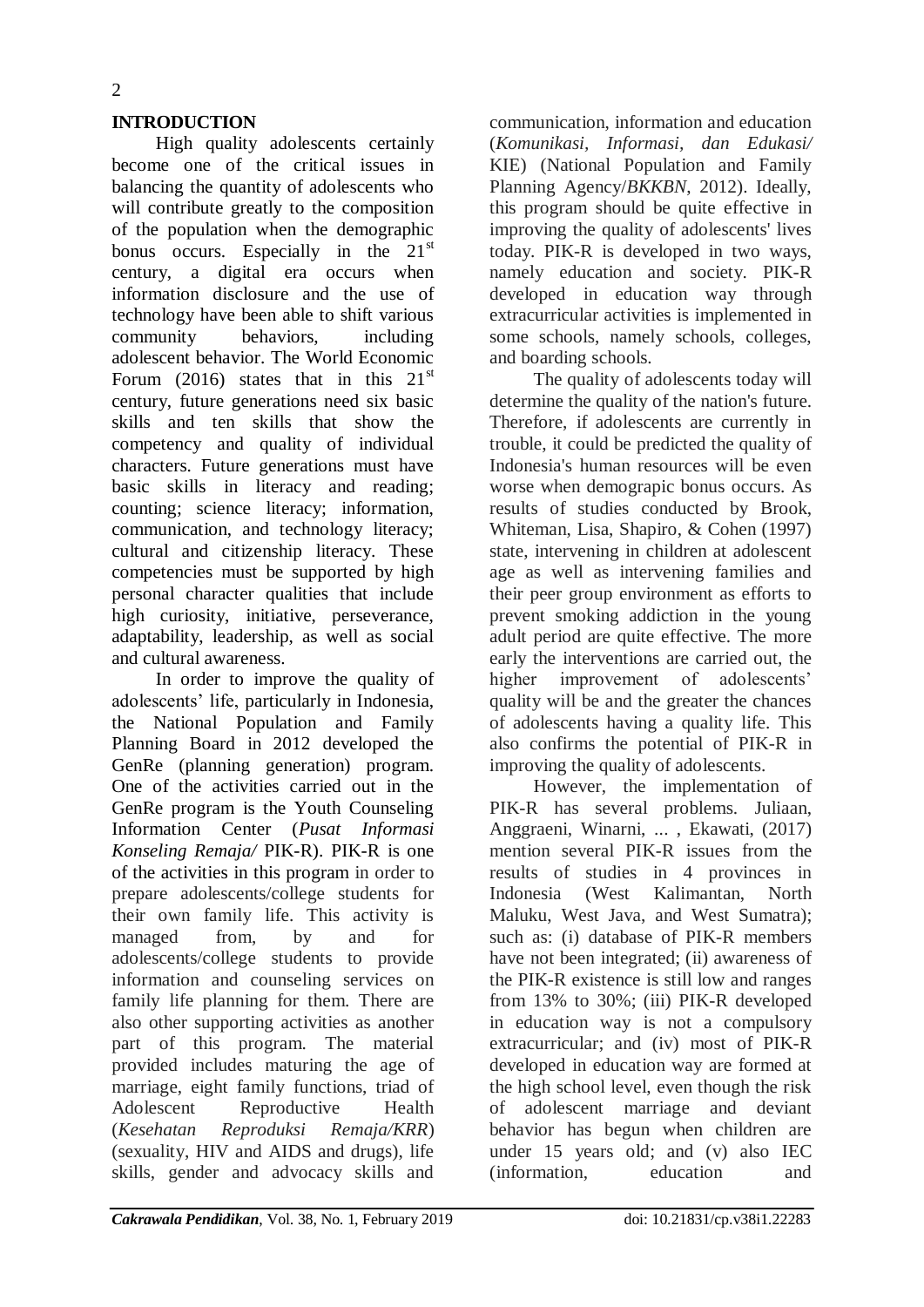## INTRODUCTION

High quality adolescents certainly become one of the critical issues in balancing the quantity of adolescents who will contribute greatly to the composition of the population when the demographic bonus occurs. Especially in the 21st century, a digital era occurs when information disclosure and the use of technology have been able to shift various community behaviors, including adolescent behavior. The World Economic Forum (2016) states that in this 21st century, future generations need six basic skills and ten skills that show the competency and quality of individual characters. Future generations must have basic skills in literacy and reading; counting; science literacy; information, communication, and technology literacy; cultural and citizenship literacy. These competencies must be supported by high personal character qualities that include high curiosity, initiative, perseverance, adaptability, leadership, as well as social and cultural awareness.

In order to improve the quality of adolescents' life, particularly in Indonesia, the National Population and Family Planning Board in 2012 developed the GenRe (planning generation) program. One of the activities carried out in the GenRe program is the Youth Counseling Information Center (*Pusat Informasi Konseling Remaja/* PIK-R). PIK-R is one of the activities in this program in order to prepare adolescents/college students for their own family life. This activity is managed from, by and for adolescents/college students to provide information and counseling services on family life planning for them. There are also other supporting activities as another part of this program. The material provided includes maturing the age of marriage, eight family functions, triad of Adolescent Reproductive Health (*Kesehatan Reproduksi Remaja/KRR*) (sexuality, HIV and AIDS and drugs), life skills, gender and advocacy skills and communication, information and education (*Komunikasi, Informasi, dan Edukasi/* KIE) (National Population and Family Planning Agency/*BKKBN*, 2012). Ideally, this program should be quite effective in improving the quality of adolescents' lives today. PIK-R is developed in two ways, namely education and society. PIK-R developed in education way through extracurricular activities is implemented in some schools, namely schools, colleges, and boarding schools.

The quality of adolescents today will determine the quality of the nation's future. Therefore, if adolescents are currently in trouble, it could be predicted the quality of Indonesia's human resources will be even worse when demograpic bonus occurs. As results of studies conducted by Brook, Whiteman, Lisa, Shapiro, & Cohen (1997) state, intervening in children at adolescent age as well as intervening families and their peer group environment as efforts to prevent smoking addiction in the young adult period are quite effective. The more early the interventions are carried out, the higher improvement of adolescents' quality will be and the greater the chances of adolescents having a quality life. This also confirms the potential of PIK-R in improving the quality of adolescents.

However, the implementation of PIK-R has several problems. Juliaan, Anggraeni, Winarni, ... , Ekawati, (2017) mention several PIK-R issues from the results of studies in 4 provinces in Indonesia (West Kalimantan, North Maluku, West Java, and West Sumatra); such as: (i) database of PIK-R members have not been integrated; (ii) awareness of the PIK-R existence is still low and ranges from 13% to 30%; (iii) PIK-R developed in education way is not a compulsory extracurricular; and (iv) most of PIK-R developed in education way are formed at the high school level, even though the risk of adolescent marriage and deviant behavior has begun when children are under 15 years old; and (v) also IEC (information, education and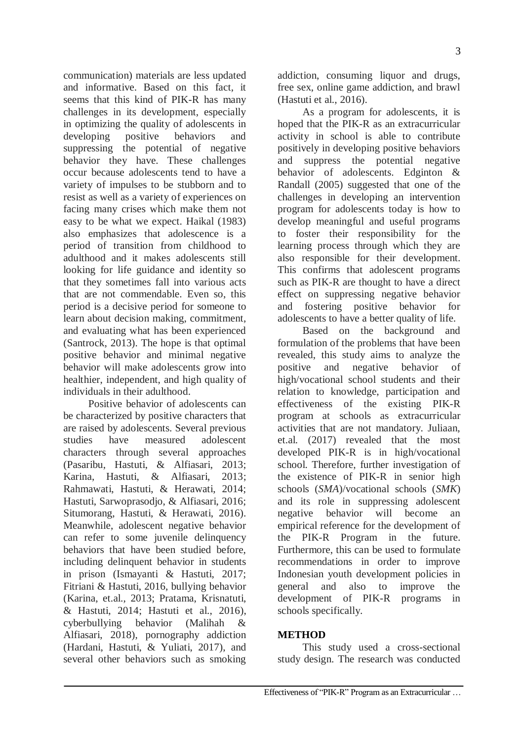communication) materials are less updated and informative. Based on this fact, it seems that this kind of PIK-R has many challenges in its development, especially in optimizing the quality of adolescents in developing positive behaviors and suppressing the potential of negative behavior they have. These challenges occur because adolescents tend to have a variety of impulses to be stubborn and to resist as well as a variety of experiences on facing many crises which make them not easy to be what we expect. Haikal (1983) also emphasizes that adolescence is a period of transition from childhood to adulthood and it makes adolescents still looking for life guidance and identity so that they sometimes fall into various acts that are not commendable. Even so, this period is a decisive period for someone to learn about decision making, commitment, and evaluating what has been experienced (Santrock, 2013). The hope is that optimal positive behavior and minimal negative behavior will make adolescents grow into healthier, independent, and high quality of individuals in their adulthood.

Positive behavior of adolescents can be characterized by positive characters that are raised by adolescents. Several previous studies have measured adolescent characters through several approaches (Pasaribu, Hastuti, & Alfiasari, 2013; Karina, Hastuti, & Alfiasari, 2013; Rahmawati, Hastuti, & Herawati, 2014; Hastuti, Sarwoprasodjo, & Alfiasari, 2016; Situmorang, Hastuti, & Herawati, 2016). Meanwhile, adolescent negative behavior can refer to some juvenile delinquency behaviors that have been studied before, including delinquent behavior in students in prison (Ismayanti & Hastuti, 2017; Fitriani & Hastuti, 2016, bullying behavior (Karina, et.al., 2013; Pratama, Krisnatuti, & Hastuti, 2014; Hastuti et al., 2016), cyberbullying behavior (Malihah & Alfiasari, 2018), pornography addiction (Hardani, Hastuti, & Yuliati, 2017), and several other behaviors such as smoking addiction, consuming liquor and drugs, free sex, online game addiction, and brawl (Hastuti et al., 2016).

As a program for adolescents, it is hoped that the PIK-R as an extracurricular activity in school is able to contribute positively in developing positive behaviors and suppress the potential negative behavior of adolescents. Edginton & Randall (2005) suggested that one of the challenges in developing an intervention program for adolescents today is how to develop meaningful and useful programs to foster their responsibility for the learning process through which they are also responsible for their development. This confirms that adolescent programs such as PIK-R are thought to have a direct effect on suppressing negative behavior and fostering positive behavior for adolescents to have a better quality of life.

Based on the background and formulation of the problems that have been revealed, this study aims to analyze the positive and negative behavior of high/vocational school students and their relation to knowledge, participation and effectiveness of the existing PIK-R program at schools as extracurricular activities that are not mandatory. Juliaan, et.al. (2017) revealed that the most developed PIK-R is in high/vocational school. Therefore, further investigation of the existence of PIK-R in senior high schools (*SMA*)/vocational schools (*SMK*) and its role in suppressing adolescent negative behavior will become an empirical reference for the development of the PIK-R Program in the future. Furthermore, this can be used to formulate recommendations in order to improve Indonesian youth development policies in general and also to improve the development of PIK-R programs in schools specifically.

## METHOD

This study used a cross-sectional study design. The research was conducted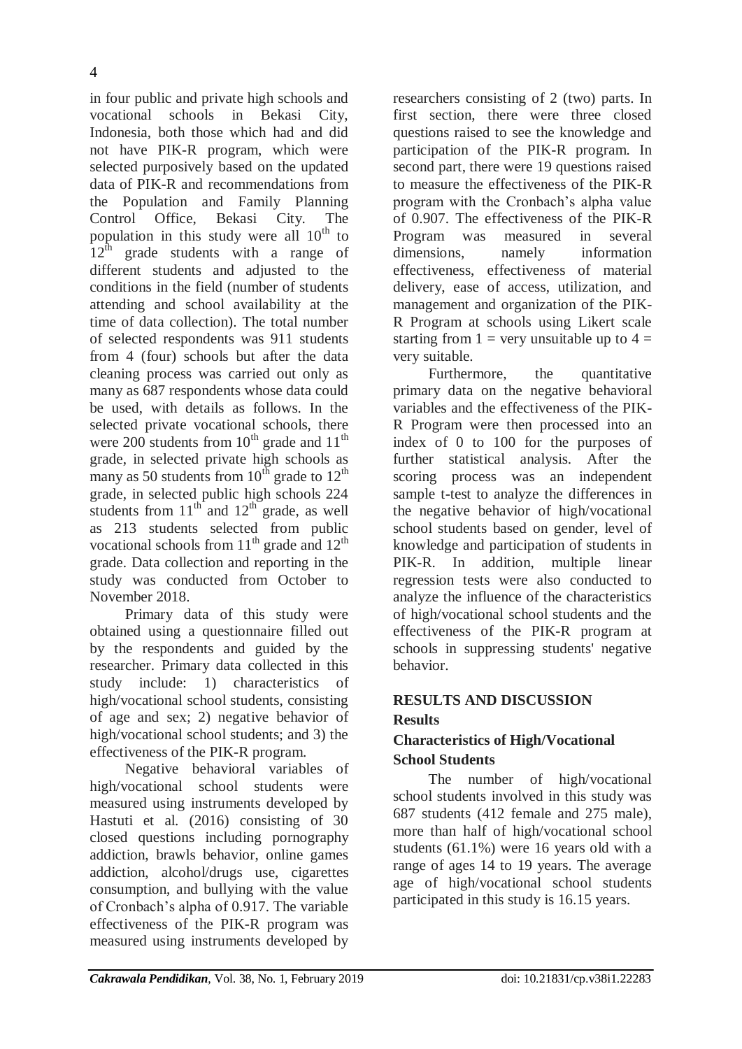in four public and private high schools and vocational schools in Bekasi City, Indonesia, both those which had and did not have PIK-R program, which were selected purposively based on the updated data of PIK-R and recommendations from the Population and Family Planning Control Office, Bekasi City. The population in this study were all $10^{th}$ to $12^{th}$ grade students with a range of different students and adjusted to the conditions in the field (number of students attending and school availability at the time of data collection). The total number of selected respondents was 911 students from 4 (four) schools but after the data cleaning process was carried out only as many as 687 respondents whose data could be used, with details as follows. In the selected private vocational schools, there were 200 students from $10^{th}$ grade and $11^{th}$ grade, in selected private high schools as many as 50 students from $10^{th}$ grade to $12^{th}$ grade, in selected public high schools 224 students from $11^{th}$ and $12^{th}$ grade, as well as 213 students selected from public vocational schools from $11^{th}$ grade and $12^{th}$ grade. Data collection and reporting in the study was conducted from October to November 2018.

Primary data of this study were obtained using a questionnaire filled out by the respondents and guided by the researcher. Primary data collected in this study include: 1) characteristics of high/vocational school students, consisting of age and sex; 2) negative behavior of high/vocational school students; and 3) the effectiveness of the PIK-R program.

Negative behavioral variables of high/vocational school students were measured using instruments developed by Hastuti et al. (2016) consisting of 30 closed questions including pornography addiction, brawls behavior, online games addiction, alcohol/drugs use, cigarettes consumption, and bullying with the value of Cronbach's alpha of 0.917. The variable effectiveness of the PIK-R program was measured using instruments developed by researchers consisting of 2 (two) parts. In first section, there were three closed questions raised to see the knowledge and participation of the PIK-R program. In second part, there were 19 questions raised to measure the effectiveness of the PIK-R program with the Cronbach's alpha value of 0.907. The effectiveness of the PIK-R Program was measured in several dimensions, namely information effectiveness, effectiveness of material delivery, ease of access, utilization, and management and organization of the PIK-R Program at schools using Likert scale starting from 1 = very unsuitable up to 4 = very suitable.

Furthermore, the quantitative primary data on the negative behavioral variables and the effectiveness of the PIK-R Program were then processed into an index of 0 to 100 for the purposes of further statistical analysis. After the scoring process was an independent sample t-test to analyze the differences in the negative behavior of high/vocational school students based on gender, level of knowledge and participation of students in PIK-R. In addition, multiple linear regression tests were also conducted to analyze the influence of the characteristics of high/vocational school students and the effectiveness of the PIK-R program at schools in suppressing students' negative behavior.

## RESULTS AND DISCUSSION

### Results

### Characteristics of High/Vocational School Students

The number of high/vocational school students involved in this study was 687 students (412 female and 275 male), more than half of high/vocational school students (61.1%) were 16 years old with a range of ages 14 to 19 years. The average age of high/vocational school students participated in this study is 16.15 years.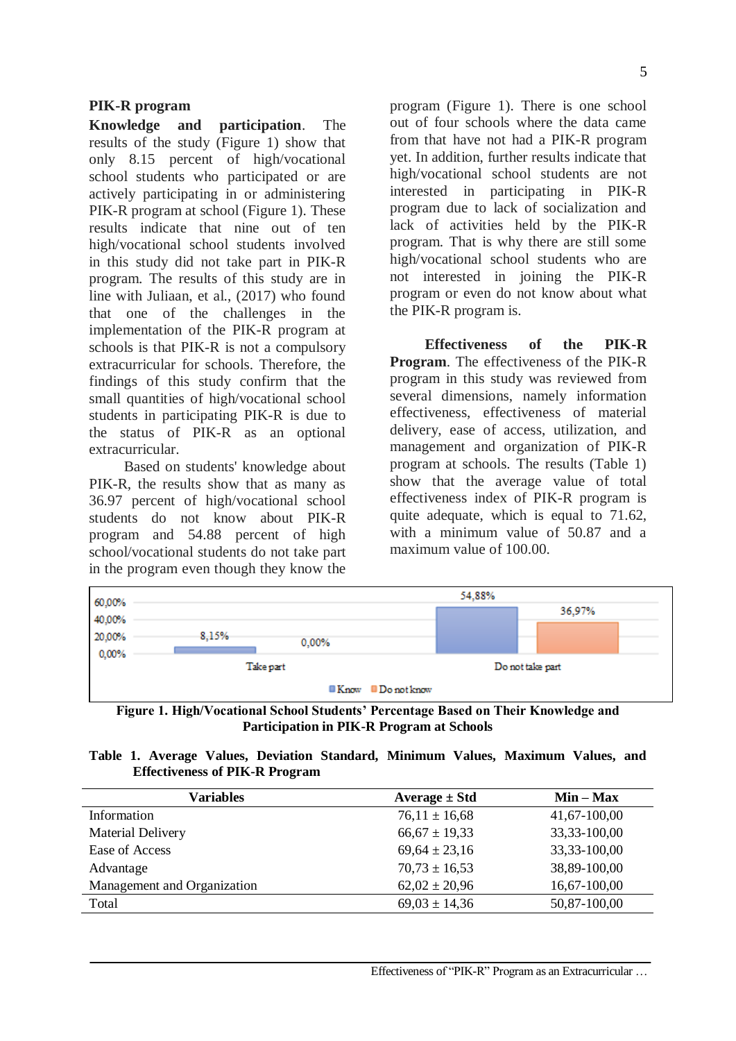**PIK-R program**

**Knowledge and participation**. The results of the study (Figure 1) show that only 8.15 percent of high/vocational school students who participated or are actively participating in or administering PIK-R program at school (Figure 1). These results indicate that nine out of ten high/vocational school students involved in this study did not take part in PIK-R program. The results of this study are in line with Juliaan, et al., (2017) who found that one of the challenges in the implementation of the PIK-R program at schools is that PIK-R is not a compulsory extracurricular for schools. Therefore, the findings of this study confirm that the small quantities of high/vocational school students in participating PIK-R is due to the status of PIK-R as an optional extracurricular.

Based on students' knowledge about PIK-R, the results show that as many as 36.97 percent of high/vocational school students do not know about PIK-R program and 54.88 percent of high school/vocational students do not take part in the program even though they know the program (Figure 1). There is one school out of four schools where the data came from that have not had a PIK-R program yet. In addition, further results indicate that high/vocational school students are not interested in participating in PIK-R program due to lack of socialization and lack of activities held by the PIK-R program. That is why there are still some high/vocational school students who are not interested in joining the PIK-R program or even do not know about what the PIK-R program is.

**Effectiveness of the PIK-R Program**. The effectiveness of the PIK-R program in this study was reviewed from several dimensions, namely information effectiveness, effectiveness of material delivery, ease of access, utilization, and management and organization of PIK-R program at schools. The results (Table 1) show that the average value of total effectiveness index of PIK-R program is quite adequate, which is equal to 71.62, with a minimum value of 50.87 and a maximum value of 100.00.

| | Know | Do not know |
|---|---|---|
| Take part | 8,15% | 0,00% |
| Do not take part | 54,88% | 36,97% |

**Figure 1. High/Vocational School Students' Percentage Based on Their Knowledge and Participation in PIK-R Program at Schools**

**Table 1. Average Values, Deviation Standard, Minimum Values, Maximum Values, and Effectiveness of PIK-R Program**

| Variables | Average ± Std | Min – Max |
|---|---|---|
| Information | 76,11 ± 16,68 | 41,67-100,00 |
| Material Delivery | 66,67 ± 19,33 | 33,33-100,00 |
| Ease of Access | 69,64 ± 23,16 | 33,33-100,00 |
| Advantage | 70,73 ± 16,53 | 38,89-100,00 |
| Management and Organization | 62,02 ± 20,96 | 16,67-100,00 |
| Total | 69,03 ± 14,36 | 50,87-100,00 |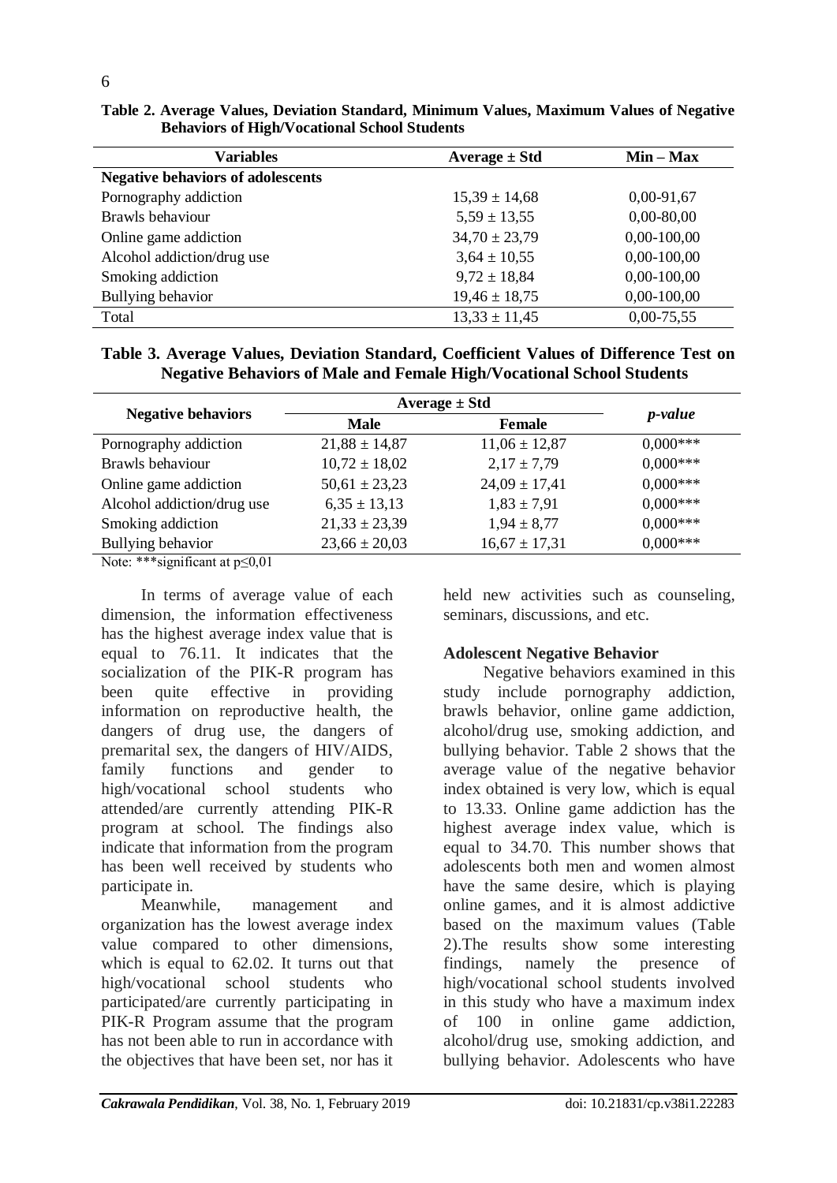**Table 2. Average Values, Deviation Standard, Minimum Values, Maximum Values of Negative Behaviors of High/Vocational School Students**

| Variables | Average ± Std | Min – Max |
|---|---|---|
| **Negative behaviors of adolescents** | | |
| Pornography addiction | 15,39 ± 14,68 | 0,00-91,67 |
| Brawls behaviour | 5,59 ± 13,55 | 0,00-80,00 |
| Online game addiction | 34,70 ± 23,79 | 0,00-100,00 |
| Alcohol addiction/drug use | 3,64 ± 10,55 | 0,00-100,00 |
| Smoking addiction | 9,72 ± 18,84 | 0,00-100,00 |
| Bullying behavior | 19,46 ± 18,75 | 0,00-100,00 |
| Total | 13,33 ± 11,45 | 0,00-75,55 |

**Table 3. Average Values, Deviation Standard, Coefficient Values of Difference Test on Negative Behaviors of Male and Female High/Vocational School Students**

| Negative behaviors | Average ± Std | | *p-value* |
|---|---|---|---|
| | **Male** | **Female** | |
| Pornography addiction | 21,88 ± 14,87 | 11,06 ± 12,87 | 0,000*** |
| Brawls behaviour | 10,72 ± 18,02 | 2,17 ± 7,79 | 0,000*** |
| Online game addiction | 50,61 ± 23,23 | 24,09 ± 17,41 | 0,000*** |
| Alcohol addiction/drug use | 6,35 ± 13,13 | 1,83 ± 7,91 | 0,000*** |
| Smoking addiction | 21,33 ± 23,39 | 1,94 ± 8,77 | 0,000*** |
| Bullying behavior | 23,66 ± 20,03 | 16,67 ± 17,31 | 0,000*** |

Note: ***significant at $p \leq 0{,}01$

In terms of average value of each dimension, the information effectiveness has the highest average index value that is equal to 76.11. It indicates that the socialization of the PIK-R program has been quite effective in providing information on reproductive health, the dangers of drug use, the dangers of premarital sex, the dangers of HIV/AIDS, family functions and gender to high/vocational school students who attended/are currently attending PIK-R program at school. The findings also indicate that information from the program has been well received by students who participate in.

Meanwhile, management and organization has the lowest average index value compared to other dimensions, which is equal to 62.02. It turns out that high/vocational school students who participated/are currently participating in PIK-R Program assume that the program has not been able to run in accordance with the objectives that have been set, nor has it held new activities such as counseling, seminars, discussions, and etc.

### Adolescent Negative Behavior

Negative behaviors examined in this study include pornography addiction, brawls behavior, online game addiction, alcohol/drug use, smoking addiction, and bullying behavior. Table 2 shows that the average value of the negative behavior index obtained is very low, which is equal to 13.33. Online game addiction has the highest average index value, which is equal to 34.70. This number shows that adolescents both men and women almost have the same desire, which is playing online games, and it is almost addictive based on the maximum values (Table 2).The results show some interesting findings, namely the presence of high/vocational school students involved in this study who have a maximum index of 100 in online game addiction, alcohol/drug use, smoking addiction, and bullying behavior. Adolescents who have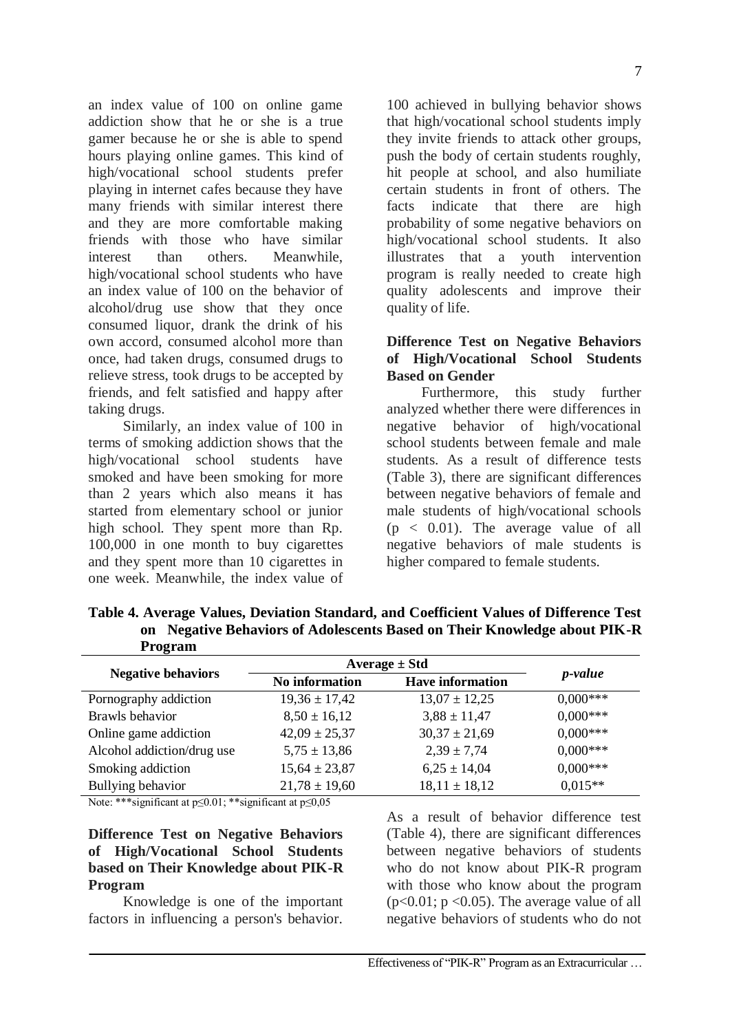an index value of 100 on online game addiction show that he or she is a true gamer because he or she is able to spend hours playing online games. This kind of high/vocational school students prefer playing in internet cafes because they have many friends with similar interest there and they are more comfortable making friends with those who have similar interest than others. Meanwhile, high/vocational school students who have an index value of 100 on the behavior of alcohol/drug use show that they once consumed liquor, drank the drink of his own accord, consumed alcohol more than once, had taken drugs, consumed drugs to relieve stress, took drugs to be accepted by friends, and felt satisfied and happy after taking drugs.

Similarly, an index value of 100 in terms of smoking addiction shows that the high/vocational school students have smoked and have been smoking for more than 2 years which also means it has started from elementary school or junior high school. They spent more than Rp. 100,000 in one month to buy cigarettes and they spent more than 10 cigarettes in one week. Meanwhile, the index value of 100 achieved in bullying behavior shows that high/vocational school students imply they invite friends to attack other groups, push the body of certain students roughly, hit people at school, and also humiliate certain students in front of others. The facts indicate that there are high probability of some negative behaviors on high/vocational school students. It also illustrates that a youth intervention program is really needed to create high quality adolescents and improve their quality of life.

## Difference Test on Negative Behaviors of High/Vocational School Students Based on Gender

Furthermore, this study further analyzed whether there were differences in negative behavior of high/vocational school students between female and male students. As a result of difference tests (Table 3), there are significant differences between negative behaviors of female and male students of high/vocational schools ($p < 0.01$). The average value of all negative behaviors of male students is higher compared to female students.

**Table 4. Average Values, Deviation Standard, and Coefficient Values of Difference Test on Negative Behaviors of Adolescents Based on Their Knowledge about PIK-R Program**

| Negative behaviors | Average ± Std | | *p-value* |
|---|---|---|---|
| | No information | Have information | |
| Pornography addiction | 19,36 ± 17,42 | 13,07 ± 12,25 | 0,000*** |
| Brawls behavior | 8,50 ± 16,12 | 3,88 ± 11,47 | 0,000*** |
| Online game addiction | 42,09 ± 25,37 | 30,37 ± 21,69 | 0,000*** |
| Alcohol addiction/drug use | 5,75 ± 13,86 | 2,39 ± 7,74 | 0,000*** |
| Smoking addiction | 15,64 ± 23,87 | 6,25 ± 14,04 | 0,000*** |
| Bullying behavior | 21,78 ± 19,60 | 18,11 ± 18,12 | 0,015** |

Note: ***significant at p≤0.01; **significant at p≤0,05

## Difference Test on Negative Behaviors of High/Vocational School Students based on Their Knowledge about PIK-R Program

Knowledge is one of the important factors in influencing a person's behavior. As a result of behavior difference test (Table 4), there are significant differences between negative behaviors of students who do not know about PIK-R program with those who know about the program ($p<0.01$; $p<0.05$). The average value of all negative behaviors of students who do not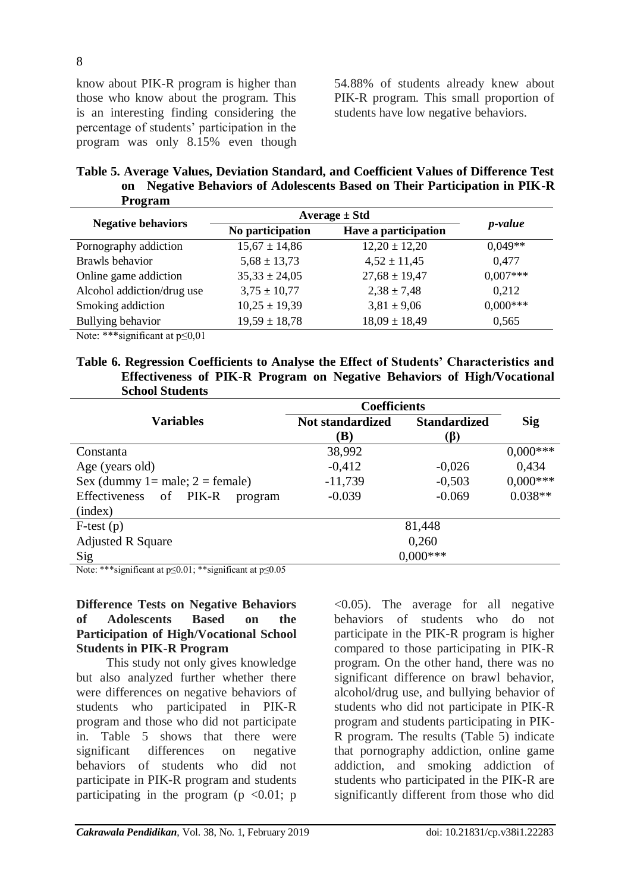know about PIK-R program is higher than those who know about the program. This is an interesting finding considering the percentage of students' participation in the program was only 8.15% even though 54.88% of students already knew about PIK-R program. This small proportion of students have low negative behaviors.

**Table 5. Average Values, Deviation Standard, and Coefficient Values of Difference Test on Negative Behaviors of Adolescents Based on Their Participation in PIK-R Program**

| Negative behaviors | Average ± Std | | *p-value* |
|---|---|---|---|
| | No participation | Have a participation | |
| Pornography addiction | 15,67 ± 14,86 | 12,20 ± 12,20 | 0,049** |
| Brawls behavior | 5,68 ± 13,73 | 4,52 ± 11,45 | 0,477 |
| Online game addiction | 35,33 ± 24,05 | 27,68 ± 19,47 | 0,007*** |
| Alcohol addiction/drug use | 3,75 ± 10,77 | 2,38 ± 7,48 | 0,212 |
| Smoking addiction | 10,25 ± 19,39 | 3,81 ± 9,06 | 0,000*** |
| Bullying behavior | 19,59 ± 18,78 | 18,09 ± 18,49 | 0,565 |

Note: ***significant at p≤0,01

**Table 6. Regression Coefficients to Analyse the Effect of Students' Characteristics and Effectiveness of PIK-R Program on Negative Behaviors of High/Vocational School Students**

| Variables | Coefficients | | Sig |
|---|---|---|---|
| | Not standardized (B) | Standardized (β) | |
| Constanta | 38,992 | | 0,000*** |
| Age (years old) | -0,412 | -0,026 | 0,434 |
| Sex (dummy 1= male; 2 = female) | -11,739 | -0,503 | 0,000*** |
| Effectiveness of PIK-R program (index) | -0.039 | -0.069 | 0.038** |
| F-test (p) | 81,448 | | |
| Adjusted R Square | 0,260 | | |
| Sig | 0,000*** | | |

Note: ***significant at p≤0.01; **significant at p≤0.05

**Difference Tests on Negative Behaviors of Adolescents Based on the Participation of High/Vocational School Students in PIK-R Program**

This study not only gives knowledge but also analyzed further whether there were differences on negative behaviors of students who participated in PIK-R program and those who did not participate in. Table 5 shows that there were significant differences on negative behaviors of students who did not participate in PIK-R program and students participating in the program ($p < 0.01$; $p < 0.05$). The average for all negative behaviors of students who do not participate in the PIK-R program is higher compared to those participating in PIK-R program. On the other hand, there was no significant difference on brawl behavior, alcohol/drug use, and bullying behavior of students who did not participate in PIK-R program and students participating in PIK-R program. The results (Table 5) indicate that pornography addiction, online game addiction, and smoking addiction of students who participated in the PIK-R are significantly different from those who did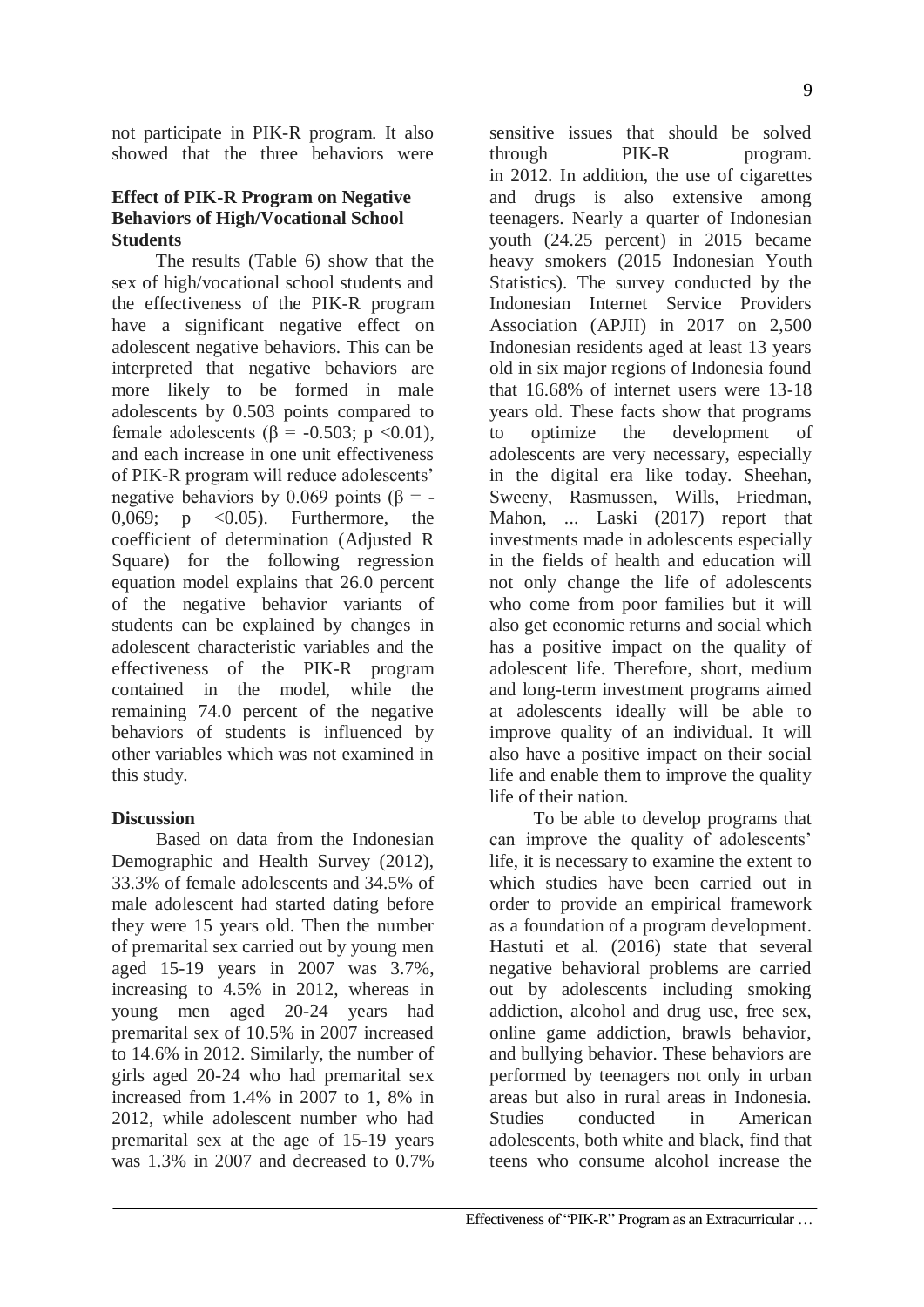not participate in PIK-R program. It also showed that the three behaviors were

**Effect of PIK-R Program on Negative Behaviors of High/Vocational School Students**

The results (Table 6) show that the sex of high/vocational school students and the effectiveness of the PIK-R program have a significant negative effect on adolescent negative behaviors. This can be interpreted that negative behaviors are more likely to be formed in male adolescents by 0.503 points compared to female adolescents ($\beta$ = -0.503; $p$ <0.01), and each increase in one unit effectiveness of PIK-R program will reduce adolescents' negative behaviors by 0.069 points ($\beta$ = -0,069; $p$ <0.05). Furthermore, the coefficient of determination (Adjusted R Square) for the following regression equation model explains that 26.0 percent of the negative behavior variants of students can be explained by changes in adolescent characteristic variables and the effectiveness of the PIK-R program contained in the model, while the remaining 74.0 percent of the negative behaviors of students is influenced by other variables which was not examined in this study.

**Discussion**

Based on data from the Indonesian Demographic and Health Survey (2012), 33.3% of female adolescents and 34.5% of male adolescent had started dating before they were 15 years old. Then the number of premarital sex carried out by young men aged 15-19 years in 2007 was 3.7%, increasing to 4.5% in 2012, whereas in young men aged 20-24 years had premarital sex of 10.5% in 2007 increased to 14.6% in 2012. Similarly, the number of girls aged 20-24 who had premarital sex increased from 1.4% in 2007 to 1, 8% in 2012, while adolescent number who had premarital sex at the age of 15-19 years was 1.3% in 2007 and decreased to 0.7% sensitive issues that should be solved through PIK-R program. in 2012. In addition, the use of cigarettes and drugs is also extensive among teenagers. Nearly a quarter of Indonesian youth (24.25 percent) in 2015 became heavy smokers (2015 Indonesian Youth Statistics). The survey conducted by the Indonesian Internet Service Providers Association (APJII) in 2017 on 2,500 Indonesian residents aged at least 13 years old in six major regions of Indonesia found that 16.68% of internet users were 13-18 years old. These facts show that programs to optimize the development of adolescents are very necessary, especially in the digital era like today. Sheehan, Sweeny, Rasmussen, Wills, Friedman, Mahon, ... Laski (2017) report that investments made in adolescents especially in the fields of health and education will not only change the life of adolescents who come from poor families but it will also get economic returns and social which has a positive impact on the quality of adolescent life. Therefore, short, medium and long-term investment programs aimed at adolescents ideally will be able to improve quality of an individual. It will also have a positive impact on their social life and enable them to improve the quality life of their nation.

To be able to develop programs that can improve the quality of adolescents' life, it is necessary to examine the extent to which studies have been carried out in order to provide an empirical framework as a foundation of a program development. Hastuti et al. (2016) state that several negative behavioral problems are carried out by adolescents including smoking addiction, alcohol and drug use, free sex, online game addiction, brawls behavior, and bullying behavior. These behaviors are performed by teenagers not only in urban areas but also in rural areas in Indonesia. Studies conducted in American adolescents, both white and black, find that teens who consume alcohol increase the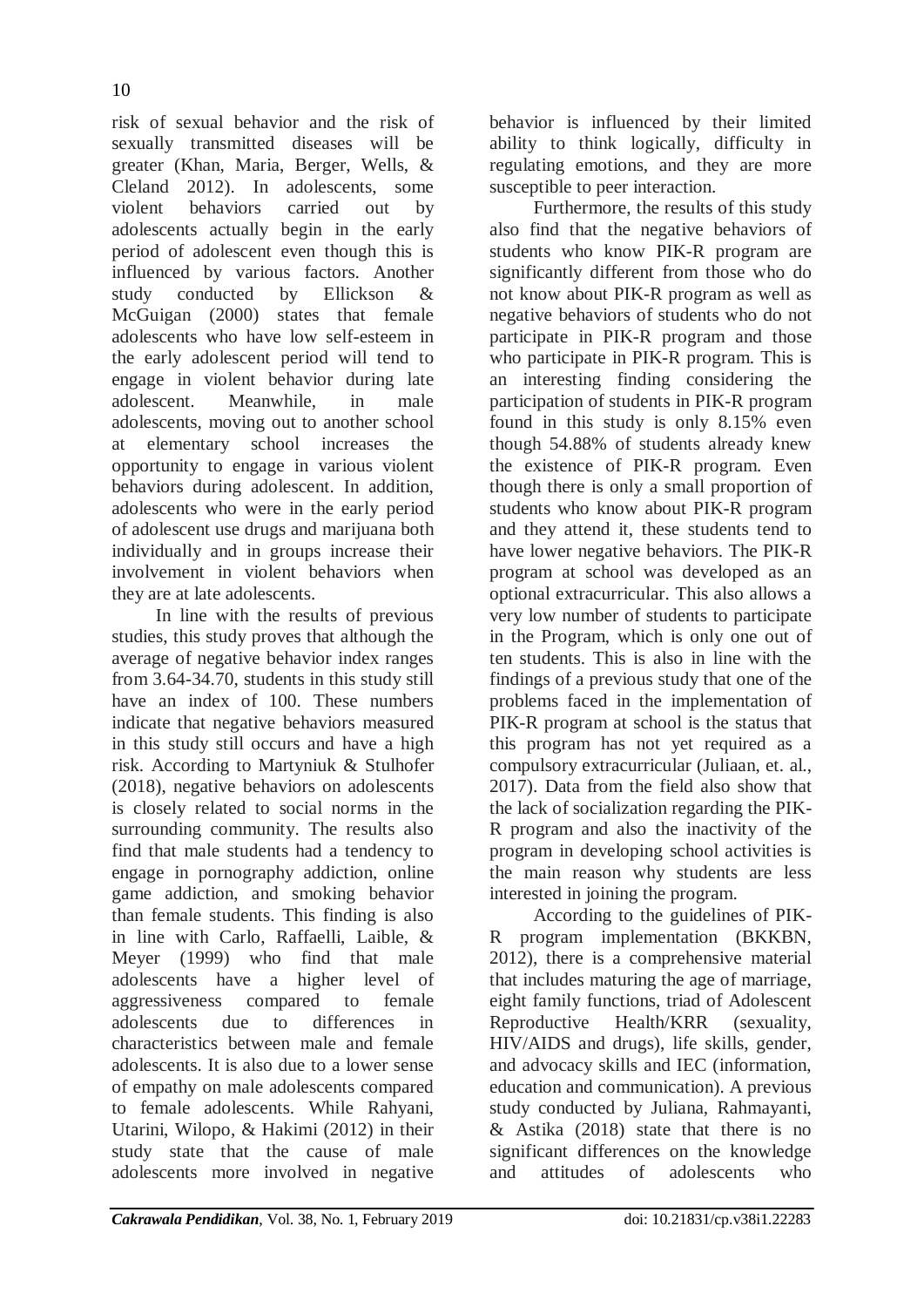risk of sexual behavior and the risk of sexually transmitted diseases will be greater (Khan, Maria, Berger, Wells, & Cleland 2012). In adolescents, some violent behaviors carried out by adolescents actually begin in the early period of adolescent even though this is influenced by various factors. Another study conducted by Ellickson & McGuigan (2000) states that female adolescents who have low self-esteem in the early adolescent period will tend to engage in violent behavior during late adolescent. Meanwhile, in male adolescents, moving out to another school at elementary school increases the opportunity to engage in various violent behaviors during adolescent. In addition, adolescents who were in the early period of adolescent use drugs and marijuana both individually and in groups increase their involvement in violent behaviors when they are at late adolescents.

In line with the results of previous studies, this study proves that although the average of negative behavior index ranges from 3.64-34.70, students in this study still have an index of 100. These numbers indicate that negative behaviors measured in this study still occurs and have a high risk. According to Martyniuk & Stulhofer (2018), negative behaviors on adolescents is closely related to social norms in the surrounding community. The results also find that male students had a tendency to engage in pornography addiction, online game addiction, and smoking behavior than female students. This finding is also in line with Carlo, Raffaelli, Laible, & Meyer (1999) who find that male adolescents have a higher level of aggressiveness compared to female adolescents due to differences in characteristics between male and female adolescents. It is also due to a lower sense of empathy on male adolescents compared to female adolescents. While Rahyani, Utarini, Wilopo, & Hakimi (2012) in their study state that the cause of male adolescents more involved in negative behavior is influenced by their limited ability to think logically, difficulty in regulating emotions, and they are more susceptible to peer interaction.

Furthermore, the results of this study also find that the negative behaviors of students who know PIK-R program are significantly different from those who do not know about PIK-R program as well as negative behaviors of students who do not participate in PIK-R program and those who participate in PIK-R program. This is an interesting finding considering the participation of students in PIK-R program found in this study is only 8.15% even though 54.88% of students already knew the existence of PIK-R program. Even though there is only a small proportion of students who know about PIK-R program and they attend it, these students tend to have lower negative behaviors. The PIK-R program at school was developed as an optional extracurricular. This also allows a very low number of students to participate in the Program, which is only one out of ten students. This is also in line with the findings of a previous study that one of the problems faced in the implementation of PIK-R program at school is the status that this program has not yet required as a compulsory extracurricular (Juliaan, et. al., 2017). Data from the field also show that the lack of socialization regarding the PIK-R program and also the inactivity of the program in developing school activities is the main reason why students are less interested in joining the program.

According to the guidelines of PIK-R program implementation (BKKBN, 2012), there is a comprehensive material that includes maturing the age of marriage, eight family functions, triad of Adolescent Reproductive Health/KRR (sexuality, HIV/AIDS and drugs), life skills, gender, and advocacy skills and IEC (information, education and communication). A previous study conducted by Juliana, Rahmayanti, & Astika (2018) state that there is no significant differences on the knowledge and attitudes of adolescents who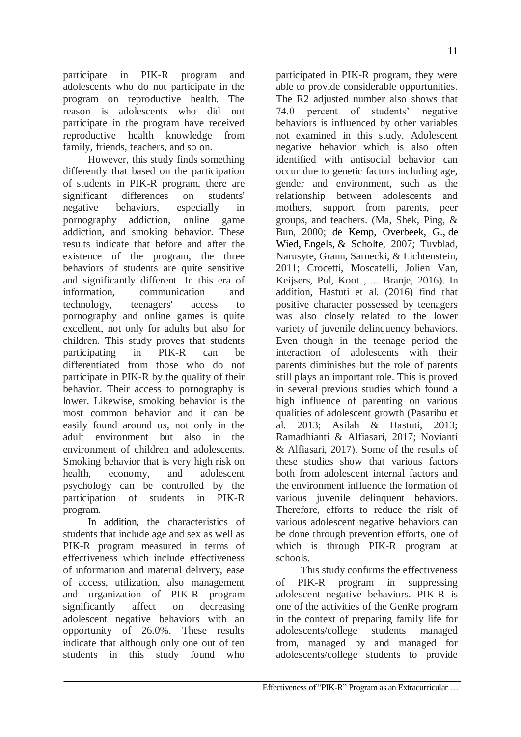participate in PIK-R program and adolescents who do not participate in the program on reproductive health. The reason is adolescents who did not participate in the program have received reproductive health knowledge from family, friends, teachers, and so on.

However, this study finds something differently that based on the participation of students in PIK-R program, there are significant differences on students' negative behaviors, especially in pornography addiction, online game addiction, and smoking behavior. These results indicate that before and after the existence of the program, the three behaviors of students are quite sensitive and significantly different. In this era of information, communication and technology, teenagers' access to pornography and online games is quite excellent, not only for adults but also for children. This study proves that students participating in PIK-R can be differentiated from those who do not participate in PIK-R by the quality of their behavior. Their access to pornography is lower. Likewise, smoking behavior is the most common behavior and it can be easily found around us, not only in the adult environment but also in the environment of children and adolescents. Smoking behavior that is very high risk on health, economy, and adolescent psychology can be controlled by the participation of students in PIK-R program.

In addition, the characteristics of students that include age and sex as well as PIK-R program measured in terms of effectiveness which include effectiveness of information and material delivery, ease of access, utilization, also management and organization of PIK-R program significantly affect on decreasing adolescent negative behaviors with an opportunity of 26.0%. These results indicate that although only one out of ten students in this study found who participated in PIK-R program, they were able to provide considerable opportunities. The R2 adjusted number also shows that 74.0 percent of students' negative behaviors is influenced by other variables not examined in this study. Adolescent negative behavior which is also often identified with antisocial behavior can occur due to genetic factors including age, gender and environment, such as the relationship between adolescents and mothers, support from parents, peer groups, and teachers. (Ma, Shek, Ping, & Bun, 2000; de Kemp, Overbeek, G., de Wied, Engels, & Scholte, 2007; Tuvblad, Narusyte, Grann, Sarnecki, & Lichtenstein, 2011; Crocetti, Moscatelli, Jolien Van, Keijsers, Pol, Koot , ... Branje, 2016). In addition, Hastuti et al. (2016) find that positive character possessed by teenagers was also closely related to the lower variety of juvenile delinquency behaviors. Even though in the teenage period the interaction of adolescents with their parents diminishes but the role of parents still plays an important role. This is proved in several previous studies which found a high influence of parenting on various qualities of adolescent growth (Pasaribu et al. 2013; Asilah & Hastuti, 2013; Ramadhianti & Alfiasari, 2017; Novianti & Alfiasari, 2017). Some of the results of these studies show that various factors both from adolescent internal factors and the environment influence the formation of various juvenile delinquent behaviors. Therefore, efforts to reduce the risk of various adolescent negative behaviors can be done through prevention efforts, one of which is through PIK-R program at schools.

This study confirms the effectiveness of PIK-R program in suppressing adolescent negative behaviors. PIK-R is one of the activities of the GenRe program in the context of preparing family life for adolescents/college students managed from, managed by and managed for adolescents/college students to provide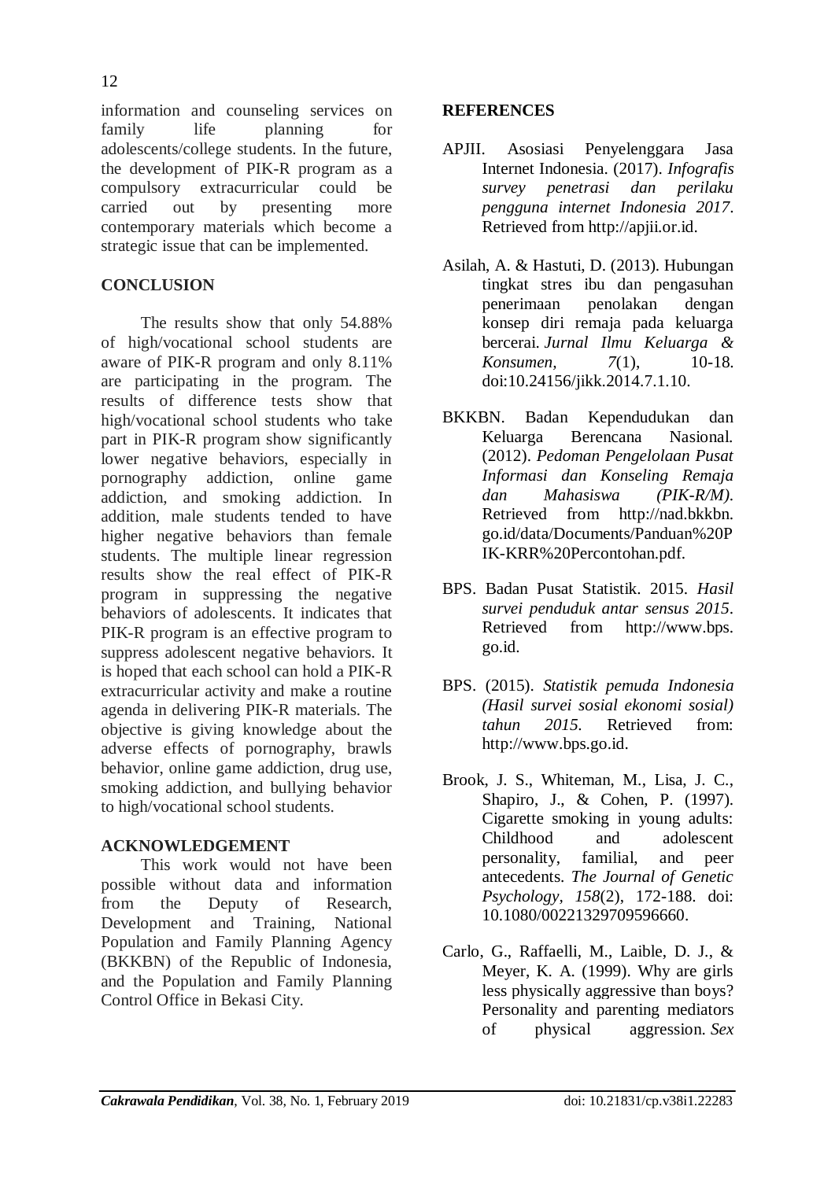information and counseling services on family life planning for adolescents/college students. In the future, the development of PIK-R program as a compulsory extracurricular could be carried out by presenting more contemporary materials which become a strategic issue that can be implemented.

## CONCLUSION

The results show that only 54.88% of high/vocational school students are aware of PIK-R program and only 8.11% are participating in the program. The results of difference tests show that high/vocational school students who take part in PIK-R program show significantly lower negative behaviors, especially in pornography addiction, online game addiction, and smoking addiction. In addition, male students tended to have higher negative behaviors than female students. The multiple linear regression results show the real effect of PIK-R program in suppressing the negative behaviors of adolescents. It indicates that PIK-R program is an effective program to suppress adolescent negative behaviors. It is hoped that each school can hold a PIK-R extracurricular activity and make a routine agenda in delivering PIK-R materials. The objective is giving knowledge about the adverse effects of pornography, brawls behavior, online game addiction, drug use, smoking addiction, and bullying behavior to high/vocational school students.

## ACKNOWLEDGEMENT

This work would not have been possible without data and information from the Deputy of Research, Development and Training, National Population and Family Planning Agency (BKKBN) of the Republic of Indonesia, and the Population and Family Planning Control Office in Bekasi City.

## REFERENCES

APJII. Asosiasi Penyelenggara Jasa Internet Indonesia. (2017). *Infografis survey penetrasi dan perilaku pengguna internet Indonesia 2017*. Retrieved from http://apjii.or.id.

Asilah, A. & Hastuti, D. (2013). Hubungan tingkat stres ibu dan pengasuhan penerimaan penolakan dengan konsep diri remaja pada keluarga bercerai. *Jurnal Ilmu Keluarga & Konsumen, 7*(1), 10-18. doi:10.24156/jikk.2014.7.1.10.

BKKBN. Badan Kependudukan dan Keluarga Berencana Nasional. (2012). *Pedoman Pengelolaan Pusat Informasi dan Konseling Remaja dan Mahasiswa (PIK-R/M)*. Retrieved from http://nad.bkkbn.go.id/data/Documents/Panduan%20PIK-KRR%20Percontohan.pdf.

BPS. Badan Pusat Statistik. 2015. *Hasil survei penduduk antar sensus 2015*. Retrieved from http://www.bps.go.id.

BPS. (2015). *Statistik pemuda Indonesia (Hasil survei sosial ekonomi sosial) tahun 2015*. Retrieved from: http://www.bps.go.id.

Brook, J. S., Whiteman, M., Lisa, J. C., Shapiro, J., & Cohen, P. (1997). Cigarette smoking in young adults: Childhood and adolescent personality, familial, and peer antecedents. *The Journal of Genetic Psychology, 158*(2), 172-188. doi: 10.1080/00221329709596660.

Carlo, G., Raffaelli, M., Laible, D. J., & Meyer, K. A. (1999). Why are girls less physically aggressive than boys? Personality and parenting mediators of physical aggression. *Sex*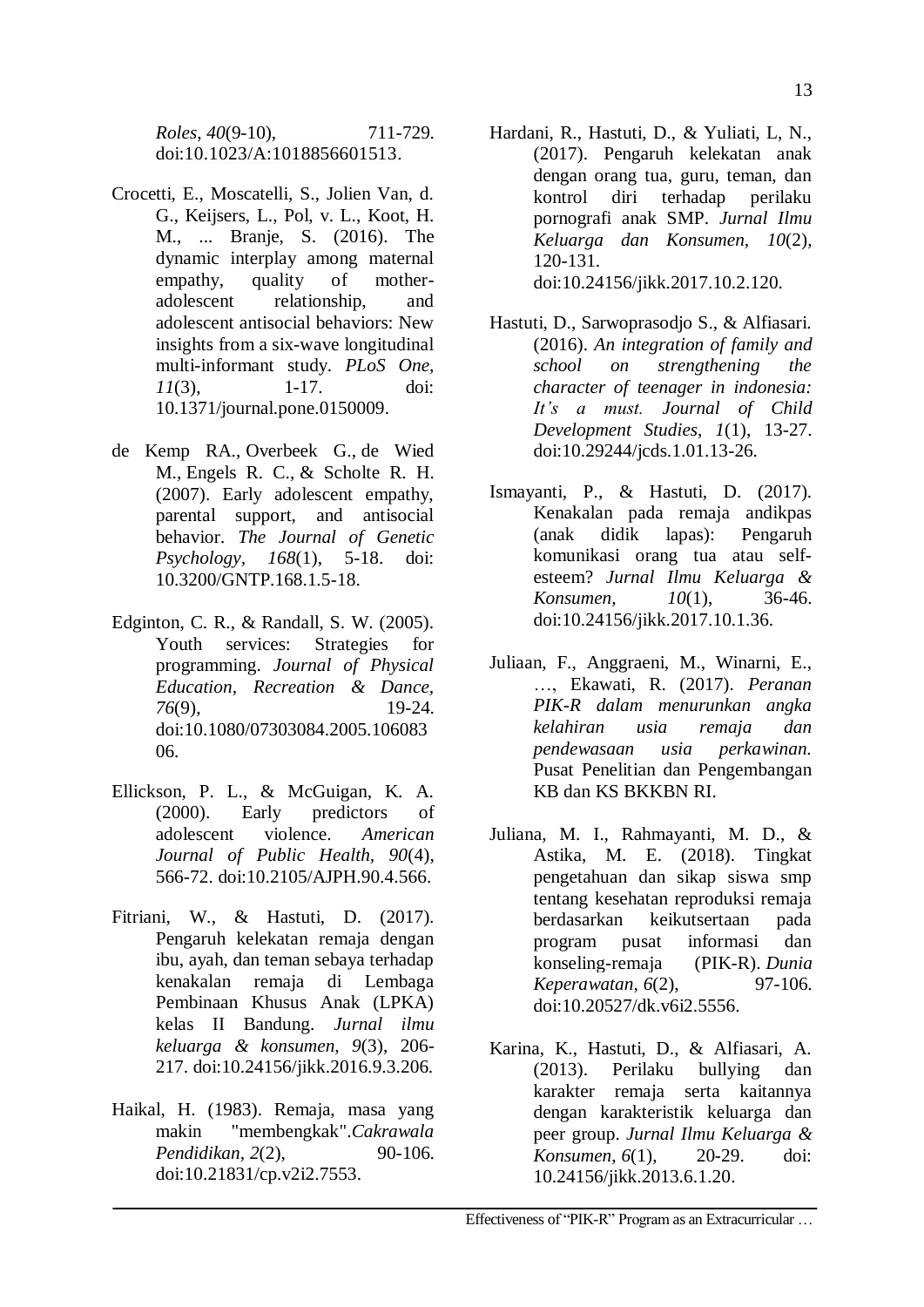*Roles*, *40*(9-10), 711-729. doi:10.1023/A:1018856601513.

Crocetti, E., Moscatelli, S., Jolien Van, d. G., Keijsers, L., Pol, v. L., Koot, H. M., ... Branje, S. (2016). The dynamic interplay among maternal empathy, quality of mother-adolescent relationship, and adolescent antisocial behaviors: New insights from a six-wave longitudinal multi-informant study. *PLoS One*, *11*(3), 1-17. doi: 10.1371/journal.pone.0150009.

de Kemp RA., Overbeek G., de Wied M., Engels R. C., & Scholte R. H. (2007). Early adolescent empathy, parental support, and antisocial behavior. *The Journal of Genetic Psychology*, *168*(1), 5-18. doi: 10.3200/GNTP.168.1.5-18.

Edginton, C. R., & Randall, S. W. (2005). Youth services: Strategies for programming. *Journal of Physical Education, Recreation & Dance*, *76*(9), 19-24. doi:10.1080/07303084.2005.10608306.

Ellickson, P. L., & McGuigan, K. A. (2000). Early predictors of adolescent violence. *American Journal of Public Health*, *90*(4), 566-72. doi:10.2105/AJPH.90.4.566.

Fitriani, W., & Hastuti, D. (2017). Pengaruh kelekatan remaja dengan ibu, ayah, dan teman sebaya terhadap kenakalan remaja di Lembaga Pembinaan Khusus Anak (LPKA) kelas II Bandung. *Jurnal ilmu keluarga & konsumen*, *9*(3), 206-217. doi:10.24156/jikk.2016.9.3.206.

Haikal, H. (1983). Remaja, masa yang makin "membengkak".*Cakrawala Pendidikan*, *2*(2), 90-106. doi:10.21831/cp.v2i2.7553.

Hardani, R., Hastuti, D., & Yuliati, L, N., (2017). Pengaruh kelekatan anak dengan orang tua, guru, teman, dan kontrol diri terhadap perilaku pornografi anak SMP. *Jurnal Ilmu Keluarga dan Konsumen*, *10*(2), 120-131. doi:10.24156/jikk.2017.10.2.120.

Hastuti, D., Sarwoprasodjo S., & Alfiasari. (2016). *An integration of family and school on strengthening the character of teenager in indonesia: It's a must.* *Journal of Child Development Studies*, *1*(1), 13-27. doi:10.29244/jcds.1.01.13-26.

Ismayanti, P., & Hastuti, D. (2017). Kenakalan pada remaja andikpas (anak didik lapas): Pengaruh komunikasi orang tua atau self-esteem? *Jurnal Ilmu Keluarga & Konsumen*, *10*(1), 36-46. doi:10.24156/jikk.2017.10.1.36.

Juliaan, F., Anggraeni, M., Winarni, E., …, Ekawati, R. (2017). *Peranan PIK-R dalam menurunkan angka kelahiran usia remaja dan pendewasaan usia perkawinan*. Pusat Penelitian dan Pengembangan KB dan KS BKKBN RI.

Juliana, M. I., Rahmayanti, M. D., & Astika, M. E. (2018). Tingkat pengetahuan dan sikap siswa smp tentang kesehatan reproduksi remaja berdasarkan keikutsertaan pada program pusat informasi dan konseling-remaja (PIK-R). *Dunia Keperawatan*, *6*(2), 97-106. doi:10.20527/dk.v6i2.5556.

Karina, K., Hastuti, D., & Alfiasari, A. (2013). Perilaku bullying dan karakter remaja serta kaitannya dengan karakteristik keluarga dan peer group. *Jurnal Ilmu Keluarga & Konsumen*, *6*(1), 20-29. doi: 10.24156/jikk.2013.6.1.20.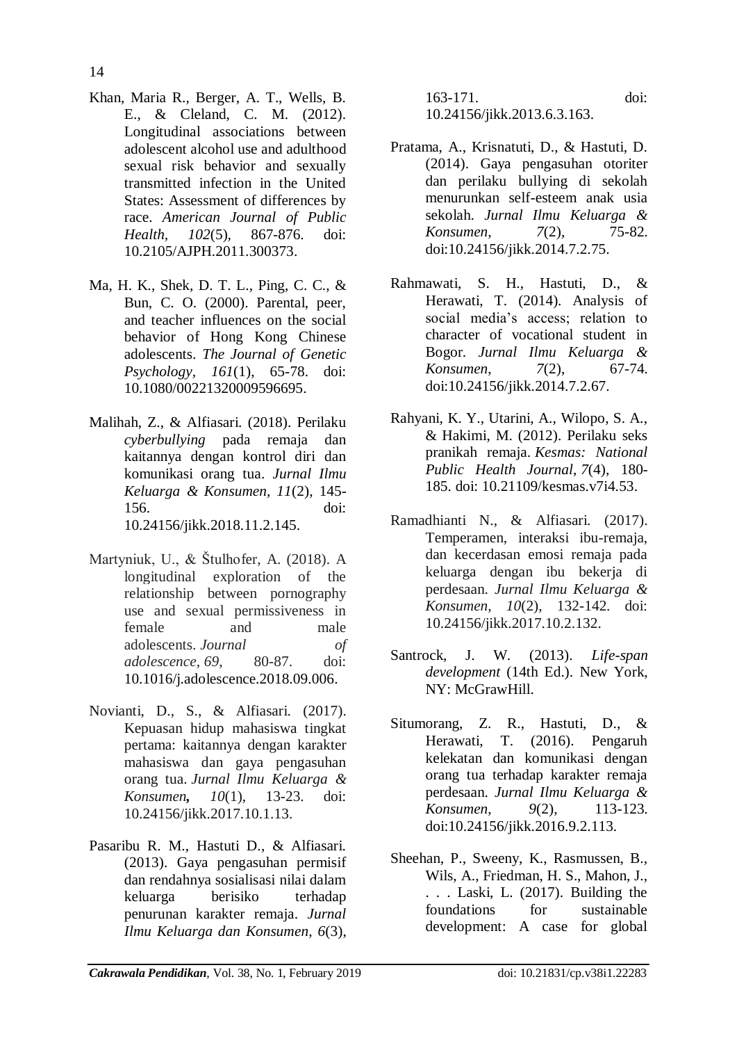Khan, Maria R., Berger, A. T., Wells, B. E., & Cleland, C. M. (2012). Longitudinal associations between adolescent alcohol use and adulthood sexual risk behavior and sexually transmitted infection in the United States: Assessment of differences by race. *American Journal of Public Health, 102*(5), 867-876. doi: 10.2105/AJPH.2011.300373.

Ma, H. K., Shek, D. T. L., Ping, C. C., & Bun, C. O. (2000). Parental, peer, and teacher influences on the social behavior of Hong Kong Chinese adolescents. *The Journal of Genetic Psychology, 161*(1), 65-78. doi: 10.1080/00221320009596695.

Malihah, Z., & Alfiasari. (2018). Perilaku *cyberbullying* pada remaja dan kaitannya dengan kontrol diri dan komunikasi orang tua. *Jurnal Ilmu Keluarga & Konsumen, 11*(2), 145-156. doi: 10.24156/jikk.2018.11.2.145.

Martyniuk, U., & Štulhofer, A. (2018). A longitudinal exploration of the relationship between pornography use and sexual permissiveness in female and male adolescents. *Journal of adolescence*, *69*, 80-87. doi: 10.1016/j.adolescence.2018.09.006.

Novianti, D., S., & Alfiasari. (2017). Kepuasan hidup mahasiswa tingkat pertama: kaitannya dengan karakter mahasiswa dan gaya pengasuhan orang tua. *Jurnal Ilmu Keluarga & Konsumen,* *10*(1), 13-23. doi: 10.24156/jikk.2017.10.1.13.

Pasaribu R. M., Hastuti D., & Alfiasari. (2013). Gaya pengasuhan permisif dan rendahnya sosialisasi nilai dalam keluarga berisiko terhadap penurunan karakter remaja. *Jurnal Ilmu Keluarga dan Konsumen, 6*(3), 163-171. doi: 10.24156/jikk.2013.6.3.163.

Pratama, A., Krisnatuti, D., & Hastuti, D. (2014). Gaya pengasuhan otoriter dan perilaku bullying di sekolah menurunkan self-esteem anak usia sekolah. *Jurnal Ilmu Keluarga & Konsumen, 7*(2), 75-82. doi:10.24156/jikk.2014.7.2.75.

Rahmawati, S. H., Hastuti, D., & Herawati, T. (2014). Analysis of social media's access; relation to character of vocational student in Bogor. *Jurnal Ilmu Keluarga & Konsumen*, *7*(2), 67-74. doi:10.24156/jikk.2014.7.2.67.

Rahyani, K. Y., Utarini, A., Wilopo, S. A., & Hakimi, M. (2012). Perilaku seks pranikah remaja. *Kesmas: National Public Health Journal*, *7*(4), 180-185. doi: 10.21109/kesmas.v7i4.53.

Ramadhianti N., & Alfiasari. (2017). Temperamen, interaksi ibu-remaja, dan kecerdasan emosi remaja pada keluarga dengan ibu bekerja di perdesaan. *Jurnal Ilmu Keluarga & Konsumen, 10*(2), 132-142. doi: 10.24156/jikk.2017.10.2.132.

Santrock, J. W. (2013). *Life-span development* (14th Ed.). New York, NY: McGrawHill.

Situmorang, Z. R., Hastuti, D., & Herawati, T. (2016). Pengaruh kelekatan dan komunikasi dengan orang tua terhadap karakter remaja perdesaan. *Jurnal Ilmu Keluarga & Konsumen*, *9*(2), 113-123. doi:10.24156/jikk.2016.9.2.113.

Sheehan, P., Sweeny, K., Rasmussen, B., Wils, A., Friedman, H. S., Mahon, J., . . . Laski, L. (2017). Building the foundations for sustainable development: A case for global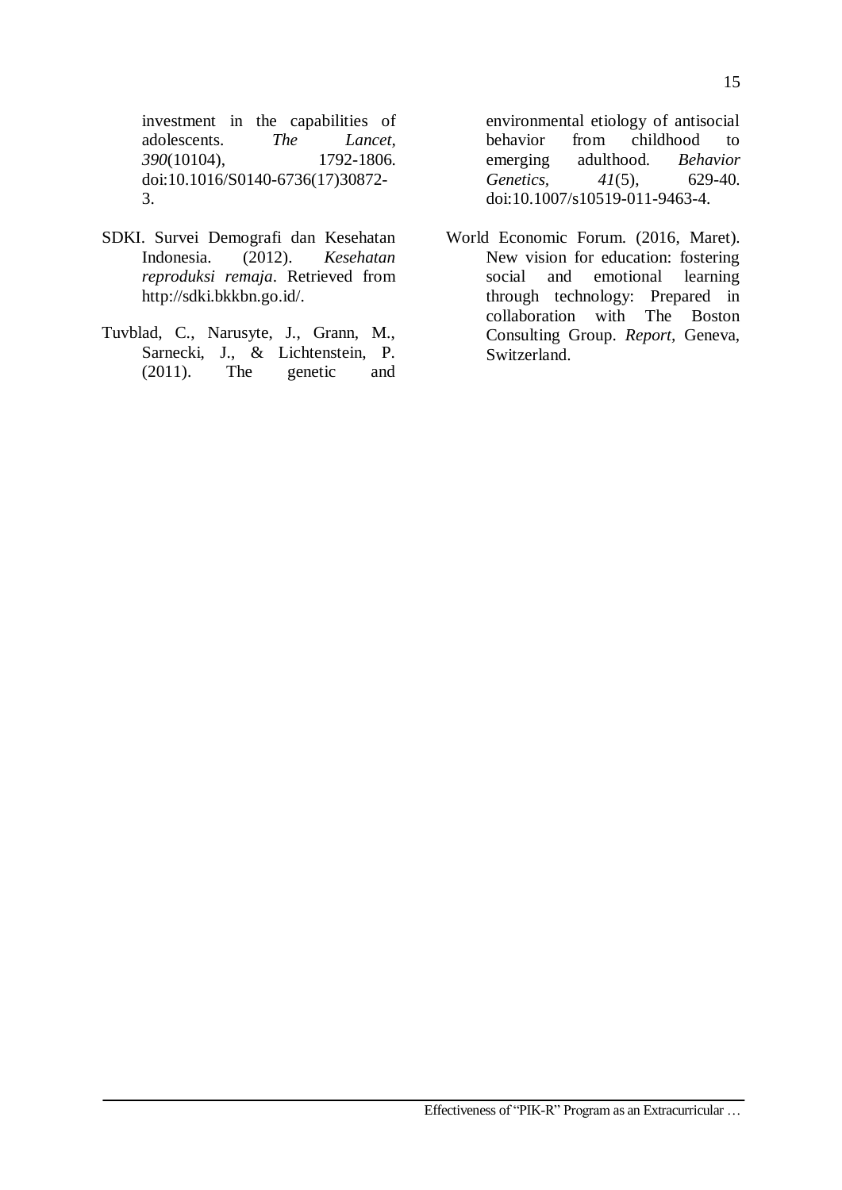investment in the capabilities of adolescents. *The Lancet*, *390*(10104), 1792-1806. doi:10.1016/S0140-6736(17)30872-3.

SDKI. Survei Demografi dan Kesehatan Indonesia. (2012). *Kesehatan reproduksi remaja*. Retrieved from http://sdki.bkkbn.go.id/.

Tuvblad, C., Narusyte, J., Grann, M., Sarnecki, J., & Lichtenstein, P. (2011). The genetic and environmental etiology of antisocial behavior from childhood to emerging adulthood. *Behavior Genetics*, *41*(5), 629-40. doi:10.1007/s10519-011-9463-4.

World Economic Forum. (2016, Maret). New vision for education: fostering social and emotional learning through technology: Prepared in collaboration with The Boston Consulting Group. *Report*, Geneva, Switzerland.